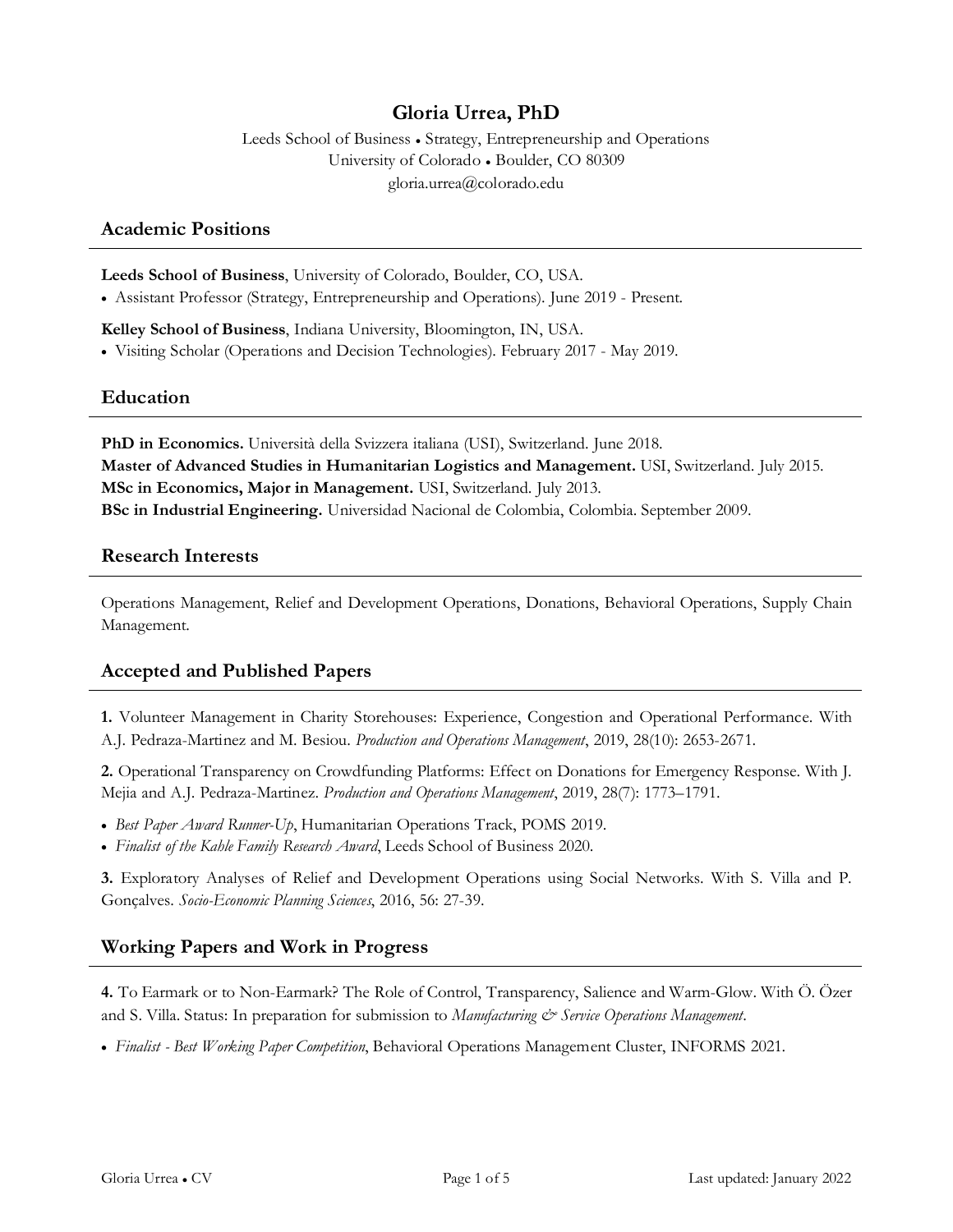# Gloria Urrea, PhD

Leeds School of Business • Strategy, Entrepreneurship and Operations
University of Colorado • Boulder, CO 80309
gloria.urrea@colorado.edu

## Academic Positions

**Leeds School of Business**, University of Colorado, Boulder, CO, USA.

- Assistant Professor (Strategy, Entrepreneurship and Operations). June 2019 - Present.

**Kelley School of Business**, Indiana University, Bloomington, IN, USA.

- Visiting Scholar (Operations and Decision Technologies). February 2017 - May 2019.

## Education

**PhD in Economics.** Università della Svizzera italiana (USI), Switzerland. June 2018.
**Master of Advanced Studies in Humanitarian Logistics and Management.** USI, Switzerland. July 2015.
**MSc in Economics, Major in Management.** USI, Switzerland. July 2013.
**BSc in Industrial Engineering.** Universidad Nacional de Colombia, Colombia. September 2009.

## Research Interests

Operations Management, Relief and Development Operations, Donations, Behavioral Operations, Supply Chain Management.

## Accepted and Published Papers

**1.** Volunteer Management in Charity Storehouses: Experience, Congestion and Operational Performance. With A.J. Pedraza-Martinez and M. Besiou. *Production and Operations Management*, 2019, 28(10): 2653-2671.

**2.** Operational Transparency on Crowdfunding Platforms: Effect on Donations for Emergency Response. With J. Mejia and A.J. Pedraza-Martinez. *Production and Operations Management*, 2019, 28(7): 1773–1791.

- *Best Paper Award Runner-Up*, Humanitarian Operations Track, POMS 2019.
- *Finalist of the Kahle Family Research Award*, Leeds School of Business 2020.

**3.** Exploratory Analyses of Relief and Development Operations using Social Networks. With S. Villa and P. Gonçalves. *Socio-Economic Planning Sciences*, 2016, 56: 27-39.

## Working Papers and Work in Progress

**4.** To Earmark or to Non-Earmark? The Role of Control, Transparency, Salience and Warm-Glow. With Ö. Özer and S. Villa. Status: In preparation for submission to *Manufacturing & Service Operations Management*.

- *Finalist - Best Working Paper Competition*, Behavioral Operations Management Cluster, INFORMS 2021.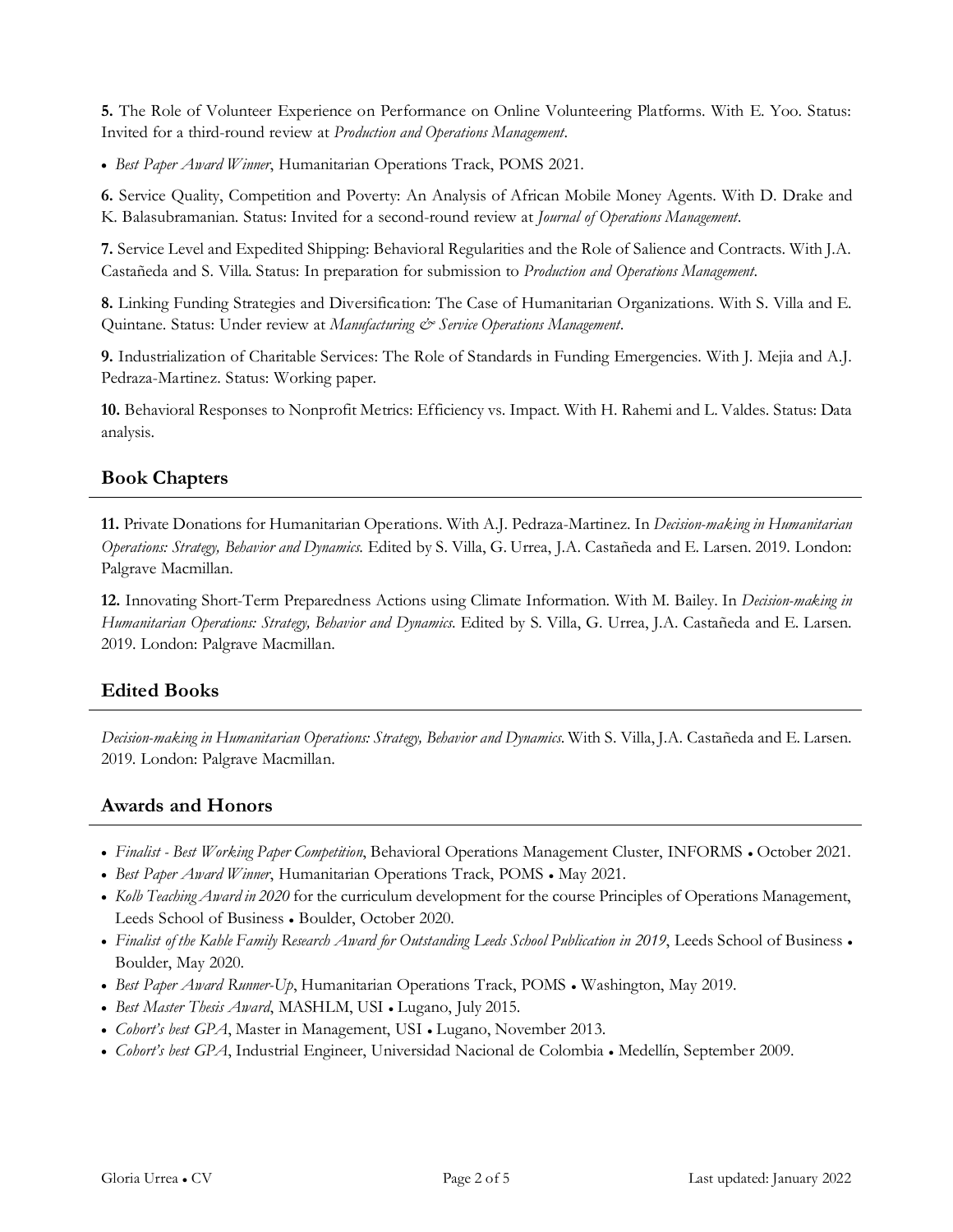**5.** The Role of Volunteer Experience on Performance on Online Volunteering Platforms. With E. Yoo. Status: Invited for a third-round review at *Production and Operations Management*.

- *Best Paper Award Winner*, Humanitarian Operations Track, POMS 2021.

**6.** Service Quality, Competition and Poverty: An Analysis of African Mobile Money Agents. With D. Drake and K. Balasubramanian. Status: Invited for a second-round review at *Journal of Operations Management*.

**7.** Service Level and Expedited Shipping: Behavioral Regularities and the Role of Salience and Contracts. With J.A. Castañeda and S. Villa. Status: In preparation for submission to *Production and Operations Management*.

**8.** Linking Funding Strategies and Diversification: The Case of Humanitarian Organizations. With S. Villa and E. Quintane. Status: Under review at *Manufacturing & Service Operations Management*.

**9.** Industrialization of Charitable Services: The Role of Standards in Funding Emergencies. With J. Mejia and A.J. Pedraza-Martinez. Status: Working paper.

**10.** Behavioral Responses to Nonprofit Metrics: Efficiency vs. Impact. With H. Rahemi and L. Valdes. Status: Data analysis.

## Book Chapters

**11.** Private Donations for Humanitarian Operations. With A.J. Pedraza-Martinez. In *Decision-making in Humanitarian Operations: Strategy, Behavior and Dynamics.* Edited by S. Villa, G. Urrea, J.A. Castañeda and E. Larsen. 2019. London: Palgrave Macmillan.

**12.** Innovating Short-Term Preparedness Actions using Climate Information. With M. Bailey. In *Decision-making in Humanitarian Operations: Strategy, Behavior and Dynamics*. Edited by S. Villa, G. Urrea, J.A. Castañeda and E. Larsen. 2019. London: Palgrave Macmillan.

## Edited Books

*Decision-making in Humanitarian Operations: Strategy, Behavior and Dynamics*. With S. Villa, J.A. Castañeda and E. Larsen. 2019. London: Palgrave Macmillan.

## Awards and Honors

- *Finalist - Best Working Paper Competition*, Behavioral Operations Management Cluster, INFORMS • October 2021.
- *Best Paper Award Winner*, Humanitarian Operations Track, POMS • May 2021.
- *Kolb Teaching Award in 2020* for the curriculum development for the course Principles of Operations Management, Leeds School of Business • Boulder, October 2020.
- *Finalist of the Kahle Family Research Award for Outstanding Leeds School Publication in 2019*, Leeds School of Business • Boulder, May 2020.
- *Best Paper Award Runner-Up*, Humanitarian Operations Track, POMS • Washington, May 2019.
- *Best Master Thesis Award*, MASHLM, USI • Lugano, July 2015.
- *Cohort's best GPA*, Master in Management, USI • Lugano, November 2013.
- *Cohort's best GPA*, Industrial Engineer, Universidad Nacional de Colombia • Medellín, September 2009.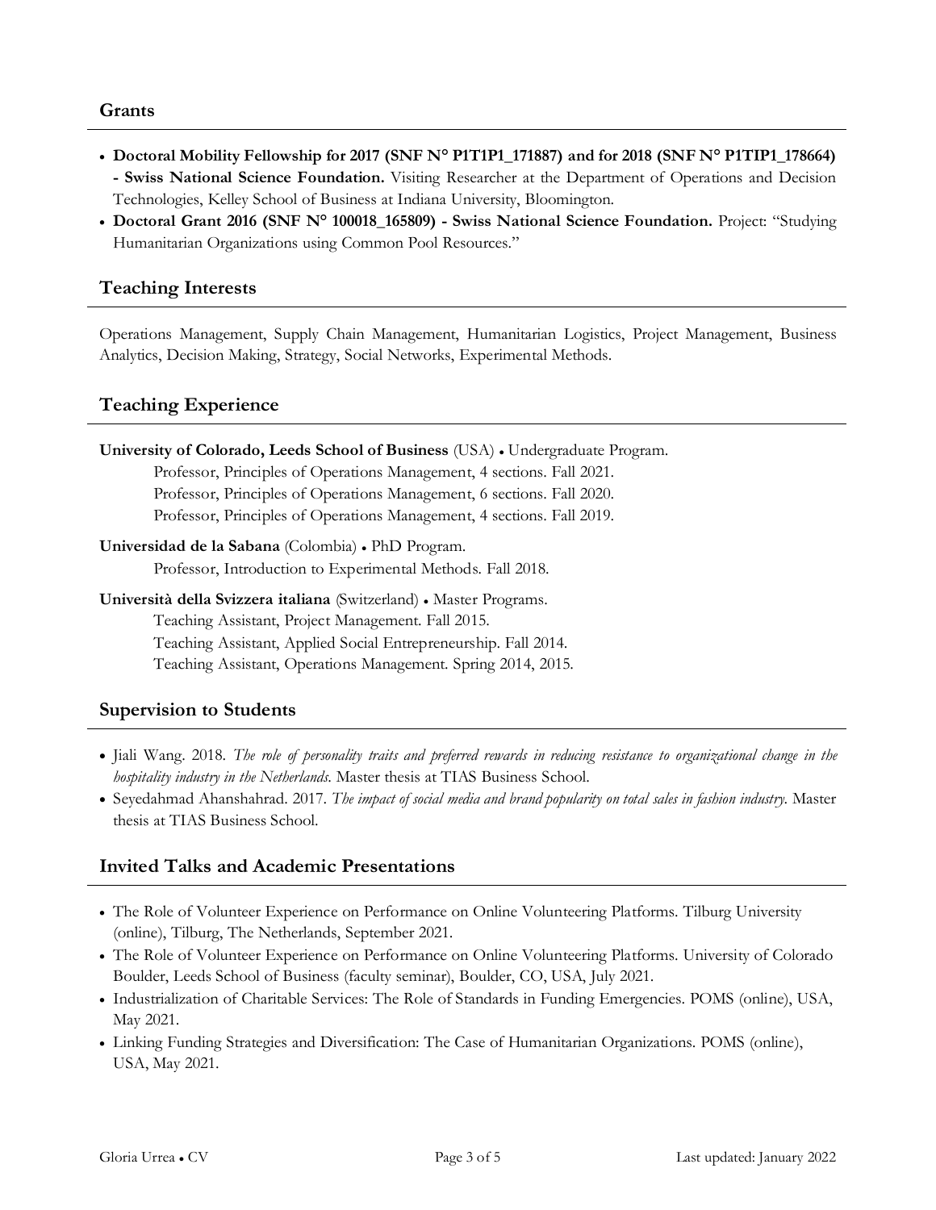## Grants

- **Doctoral Mobility Fellowship for 2017 (SNF N° P1T1P1_171887) and for 2018 (SNF N° P1TIP1_178664) - Swiss National Science Foundation.** Visiting Researcher at the Department of Operations and Decision Technologies, Kelley School of Business at Indiana University, Bloomington.
- **Doctoral Grant 2016 (SNF N° 100018_165809) - Swiss National Science Foundation.** Project: "Studying Humanitarian Organizations using Common Pool Resources."

## Teaching Interests

Operations Management, Supply Chain Management, Humanitarian Logistics, Project Management, Business Analytics, Decision Making, Strategy, Social Networks, Experimental Methods.

## Teaching Experience

**University of Colorado, Leeds School of Business** (USA) • Undergraduate Program.
Professor, Principles of Operations Management, 4 sections. Fall 2021.
Professor, Principles of Operations Management, 6 sections. Fall 2020.
Professor, Principles of Operations Management, 4 sections. Fall 2019.

**Universidad de la Sabana** (Colombia) • PhD Program.
Professor, Introduction to Experimental Methods. Fall 2018.

**Università della Svizzera italiana** (Switzerland) • Master Programs.
Teaching Assistant, Project Management. Fall 2015.
Teaching Assistant, Applied Social Entrepreneurship. Fall 2014.
Teaching Assistant, Operations Management. Spring 2014, 2015.

## Supervision to Students

- Jiali Wang. 2018. *The role of personality traits and preferred rewards in reducing resistance to organizational change in the hospitality industry in the Netherlands*. Master thesis at TIAS Business School.
- Seyedahmad Ahanshahrad. 2017. *The impact of social media and brand popularity on total sales in fashion industry.* Master thesis at TIAS Business School.

## Invited Talks and Academic Presentations

- The Role of Volunteer Experience on Performance on Online Volunteering Platforms. Tilburg University (online), Tilburg, The Netherlands, September 2021.
- The Role of Volunteer Experience on Performance on Online Volunteering Platforms. University of Colorado Boulder, Leeds School of Business (faculty seminar), Boulder, CO, USA, July 2021.
- Industrialization of Charitable Services: The Role of Standards in Funding Emergencies. POMS (online), USA, May 2021.
- Linking Funding Strategies and Diversification: The Case of Humanitarian Organizations. POMS (online), USA, May 2021.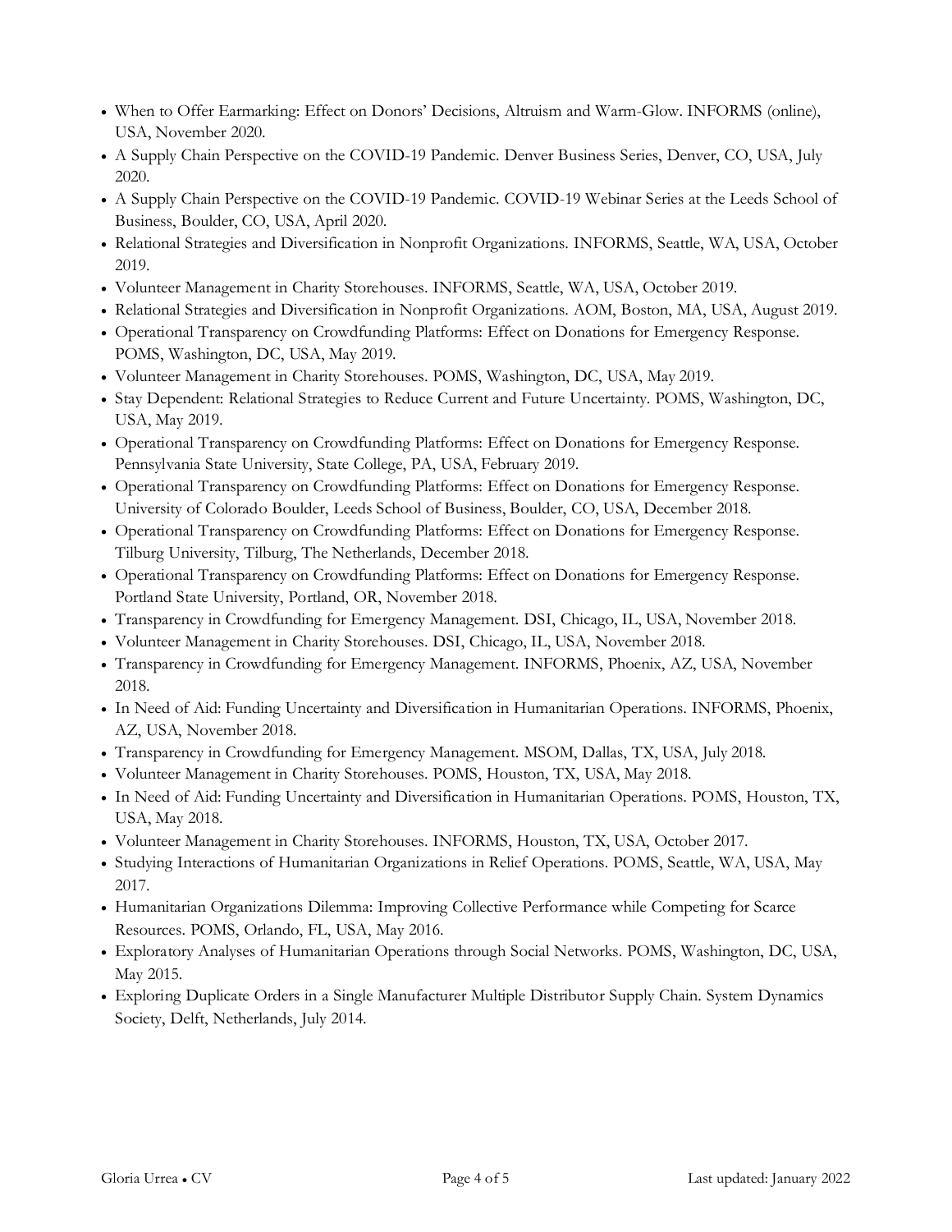- When to Offer Earmarking: Effect on Donors' Decisions, Altruism and Warm-Glow. INFORMS (online), USA, November 2020.
- A Supply Chain Perspective on the COVID-19 Pandemic. Denver Business Series, Denver, CO, USA, July 2020.
- A Supply Chain Perspective on the COVID-19 Pandemic. COVID-19 Webinar Series at the Leeds School of Business, Boulder, CO, USA, April 2020.
- Relational Strategies and Diversification in Nonprofit Organizations. INFORMS, Seattle, WA, USA, October 2019.
- Volunteer Management in Charity Storehouses. INFORMS, Seattle, WA, USA, October 2019.
- Relational Strategies and Diversification in Nonprofit Organizations. AOM, Boston, MA, USA, August 2019.
- Operational Transparency on Crowdfunding Platforms: Effect on Donations for Emergency Response. POMS, Washington, DC, USA, May 2019.
- Volunteer Management in Charity Storehouses. POMS, Washington, DC, USA, May 2019.
- Stay Dependent: Relational Strategies to Reduce Current and Future Uncertainty. POMS, Washington, DC, USA, May 2019.
- Operational Transparency on Crowdfunding Platforms: Effect on Donations for Emergency Response. Pennsylvania State University, State College, PA, USA, February 2019.
- Operational Transparency on Crowdfunding Platforms: Effect on Donations for Emergency Response. University of Colorado Boulder, Leeds School of Business, Boulder, CO, USA, December 2018.
- Operational Transparency on Crowdfunding Platforms: Effect on Donations for Emergency Response. Tilburg University, Tilburg, The Netherlands, December 2018.
- Operational Transparency on Crowdfunding Platforms: Effect on Donations for Emergency Response. Portland State University, Portland, OR, November 2018.
- Transparency in Crowdfunding for Emergency Management. DSI, Chicago, IL, USA, November 2018.
- Volunteer Management in Charity Storehouses. DSI, Chicago, IL, USA, November 2018.
- Transparency in Crowdfunding for Emergency Management. INFORMS, Phoenix, AZ, USA, November 2018.
- In Need of Aid: Funding Uncertainty and Diversification in Humanitarian Operations. INFORMS, Phoenix, AZ, USA, November 2018.
- Transparency in Crowdfunding for Emergency Management. MSOM, Dallas, TX, USA, July 2018.
- Volunteer Management in Charity Storehouses. POMS, Houston, TX, USA, May 2018.
- In Need of Aid: Funding Uncertainty and Diversification in Humanitarian Operations. POMS, Houston, TX, USA, May 2018.
- Volunteer Management in Charity Storehouses. INFORMS, Houston, TX, USA, October 2017.
- Studying Interactions of Humanitarian Organizations in Relief Operations. POMS, Seattle, WA, USA, May 2017.
- Humanitarian Organizations Dilemma: Improving Collective Performance while Competing for Scarce Resources. POMS, Orlando, FL, USA, May 2016.
- Exploratory Analyses of Humanitarian Operations through Social Networks. POMS, Washington, DC, USA, May 2015.
- Exploring Duplicate Orders in a Single Manufacturer Multiple Distributor Supply Chain. System Dynamics Society, Delft, Netherlands, July 2014.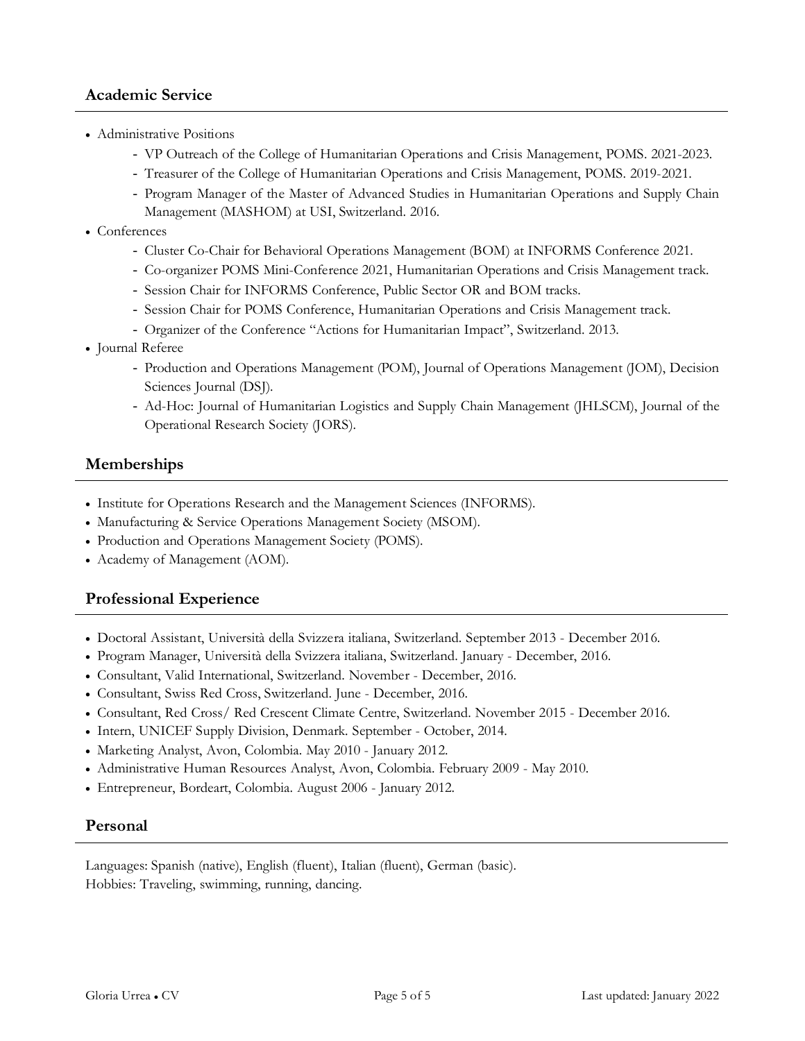## Academic Service

- Administrative Positions
    - VP Outreach of the College of Humanitarian Operations and Crisis Management, POMS. 2021-2023.
    - Treasurer of the College of Humanitarian Operations and Crisis Management, POMS. 2019-2021.
    - Program Manager of the Master of Advanced Studies in Humanitarian Operations and Supply Chain Management (MASHOM) at USI, Switzerland. 2016.
- Conferences
    - Cluster Co-Chair for Behavioral Operations Management (BOM) at INFORMS Conference 2021.
    - Co-organizer POMS Mini-Conference 2021, Humanitarian Operations and Crisis Management track.
    - Session Chair for INFORMS Conference, Public Sector OR and BOM tracks.
    - Session Chair for POMS Conference, Humanitarian Operations and Crisis Management track.
    - Organizer of the Conference "Actions for Humanitarian Impact", Switzerland. 2013.
- Journal Referee
    - Production and Operations Management (POM), Journal of Operations Management (JOM), Decision Sciences Journal (DSJ).
    - Ad-Hoc: Journal of Humanitarian Logistics and Supply Chain Management (JHLSCM), Journal of the Operational Research Society (JORS).

## Memberships

- Institute for Operations Research and the Management Sciences (INFORMS).
- Manufacturing & Service Operations Management Society (MSOM).
- Production and Operations Management Society (POMS).
- Academy of Management (AOM).

## Professional Experience

- Doctoral Assistant, Università della Svizzera italiana, Switzerland. September 2013 - December 2016.
- Program Manager, Università della Svizzera italiana, Switzerland. January - December, 2016.
- Consultant, Valid International, Switzerland. November - December, 2016.
- Consultant, Swiss Red Cross, Switzerland. June - December, 2016.
- Consultant, Red Cross/ Red Crescent Climate Centre, Switzerland. November 2015 - December 2016.
- Intern, UNICEF Supply Division, Denmark. September - October, 2014.
- Marketing Analyst, Avon, Colombia. May 2010 - January 2012.
- Administrative Human Resources Analyst, Avon, Colombia. February 2009 - May 2010.
- Entrepreneur, Bordeart, Colombia. August 2006 - January 2012.

## Personal

Languages: Spanish (native), English (fluent), Italian (fluent), German (basic).
Hobbies: Traveling, swimming, running, dancing.